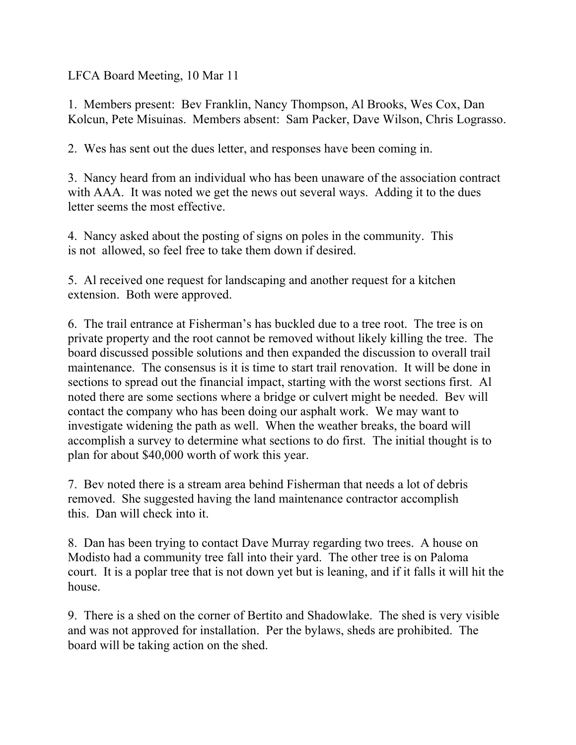LFCA Board Meeting, 10 Mar 11

1. Members present: Bev Franklin, Nancy Thompson, Al Brooks, Wes Cox, Dan Kolcun, Pete Misuinas. Members absent: Sam Packer, Dave Wilson, Chris Lograsso.

2. Wes has sent out the dues letter, and responses have been coming in.

3. Nancy heard from an individual who has been unaware of the association contract with AAA. It was noted we get the news out several ways. Adding it to the dues letter seems the most effective.

4. Nancy asked about the posting of signs on poles in the community. This is not allowed, so feel free to take them down if desired.

5. Al received one request for landscaping and another request for a kitchen extension. Both were approved.

6. The trail entrance at Fisherman's has buckled due to a tree root. The tree is on private property and the root cannot be removed without likely killing the tree. The board discussed possible solutions and then expanded the discussion to overall trail maintenance. The consensus is it is time to start trail renovation. It will be done in sections to spread out the financial impact, starting with the worst sections first. Al noted there are some sections where a bridge or culvert might be needed. Bev will contact the company who has been doing our asphalt work. We may want to investigate widening the path as well. When the weather breaks, the board will accomplish a survey to determine what sections to do first. The initial thought is to plan for about $40,000 worth of work this year.

7. Bev noted there is a stream area behind Fisherman that needs a lot of debris removed. She suggested having the land maintenance contractor accomplish this. Dan will check into it.

8. Dan has been trying to contact Dave Murray regarding two trees. A house on Modisto had a community tree fall into their yard. The other tree is on Paloma court. It is a poplar tree that is not down yet but is leaning, and if it falls it will hit the house.

9. There is a shed on the corner of Bertito and Shadowlake. The shed is very visible and was not approved for installation. Per the bylaws, sheds are prohibited. The board will be taking action on the shed.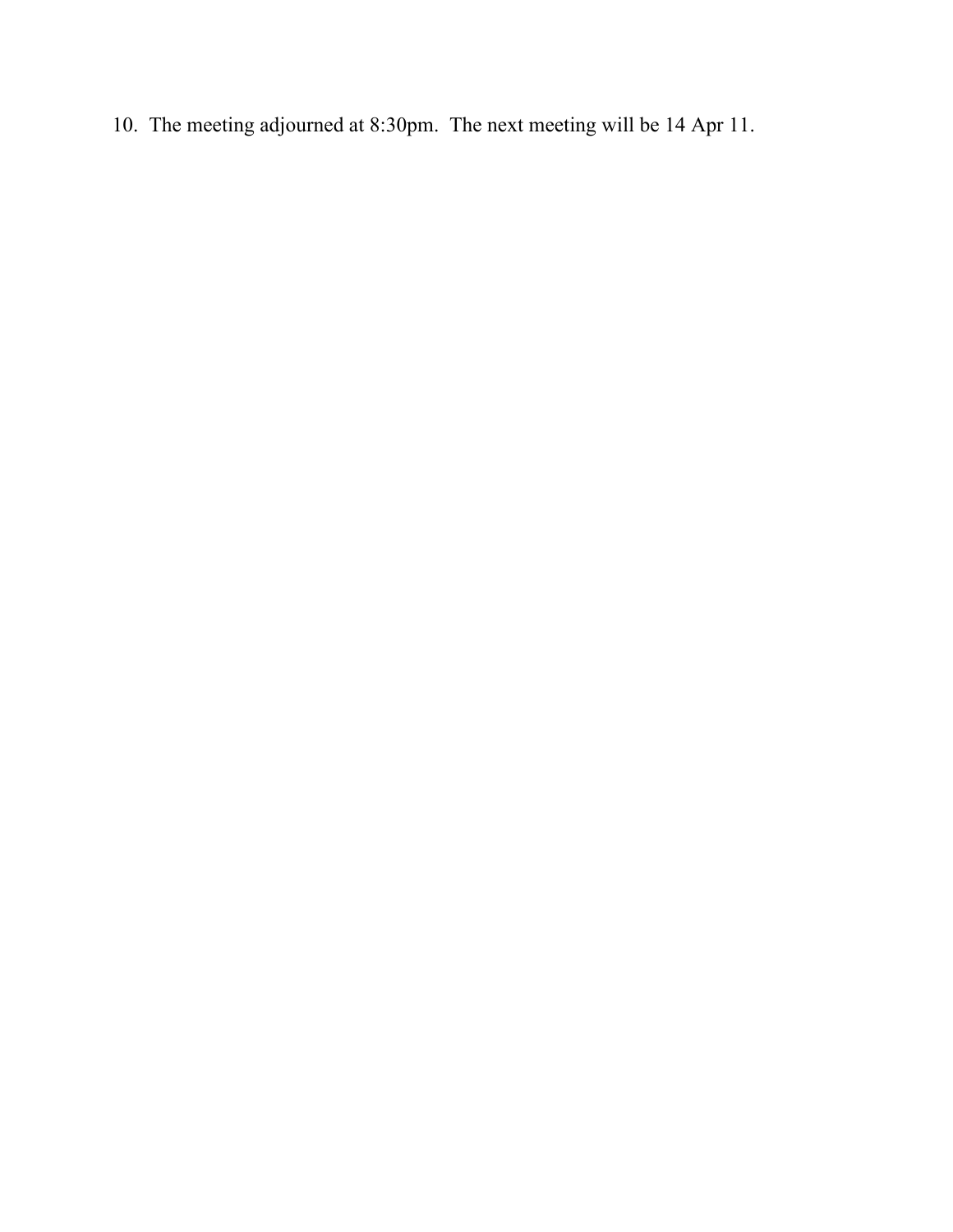10. The meeting adjourned at 8:30pm.  The next meeting will be 14 Apr 11.